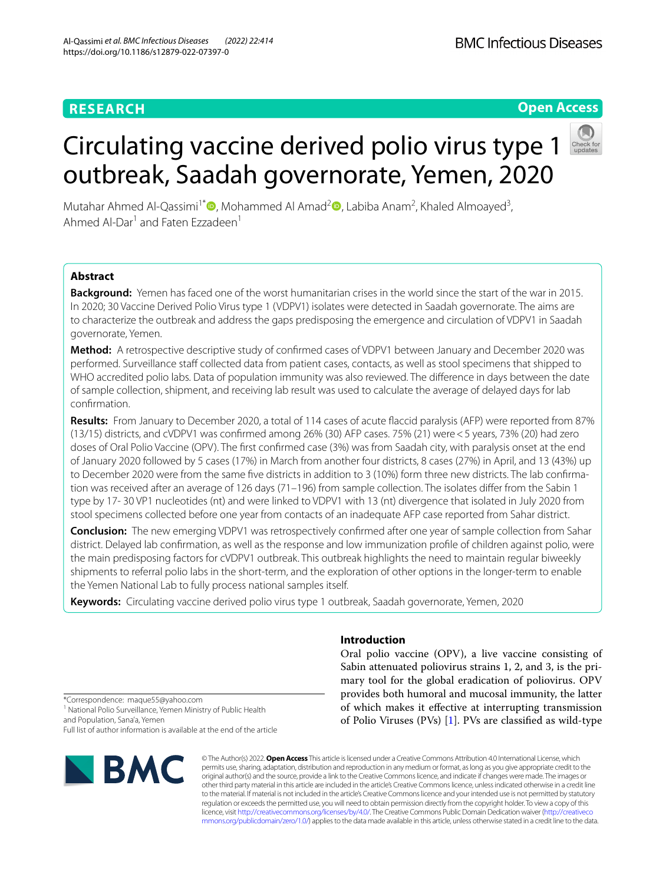RESEARCH

Open Access

# Circulating vaccine derived polio virus type 1 outbreak, Saadah governorate, Yemen, 2020

Mutahar Ahmed Al-Qassimi[1*], Mohammed Al Amad[2], Labiba Anam[2], Khaled Almoayed[3], Ahmed Al-Dar[1] and Faten Ezzadeen[1]

## Abstract

**Background:** Yemen has faced one of the worst humanitarian crises in the world since the start of the war in 2015. In 2020; 30 Vaccine Derived Polio Virus type 1 (VDPV1) isolates were detected in Saadah governorate. The aims are to characterize the outbreak and address the gaps predisposing the emergence and circulation of VDPV1 in Saadah governorate, Yemen.

**Method:** A retrospective descriptive study of confirmed cases of VDPV1 between January and December 2020 was performed. Surveillance staff collected data from patient cases, contacts, as well as stool specimens that shipped to WHO accredited polio labs. Data of population immunity was also reviewed. The difference in days between the date of sample collection, shipment, and receiving lab result was used to calculate the average of delayed days for lab confirmation.

**Results:** From January to December 2020, a total of 114 cases of acute flaccid paralysis (AFP) were reported from 87% (13/15) districts, and cVDPV1 was confirmed among 26% (30) AFP cases. 75% (21) were < 5 years, 73% (20) had zero doses of Oral Polio Vaccine (OPV). The first confirmed case (3%) was from Saadah city, with paralysis onset at the end of January 2020 followed by 5 cases (17%) in March from another four districts, 8 cases (27%) in April, and 13 (43%) up to December 2020 were from the same five districts in addition to 3 (10%) form three new districts. The lab confirmation was received after an average of 126 days (71–196) from sample collection. The isolates differ from the Sabin 1 type by 17- 30 VP1 nucleotides (nt) and were linked to VDPV1 with 13 (nt) divergence that isolated in July 2020 from stool specimens collected before one year from contacts of an inadequate AFP case reported from Sahar district.

**Conclusion:** The new emerging VDPV1 was retrospectively confirmed after one year of sample collection from Sahar district. Delayed lab confirmation, as well as the response and low immunization profile of children against polio, were the main predisposing factors for cVDPV1 outbreak. This outbreak highlights the need to maintain regular biweekly shipments to referral polio labs in the short-term, and the exploration of other options in the longer-term to enable the Yemen National Lab to fully process national samples itself.

**Keywords:** Circulating vaccine derived polio virus type 1 outbreak, Saadah governorate, Yemen, 2020

## Introduction

Oral polio vaccine (OPV), a live vaccine consisting of Sabin attenuated poliovirus strains 1, 2, and 3, is the primary tool for the global eradication of poliovirus. OPV provides both humoral and mucosal immunity, the latter of which makes it effective at interrupting transmission of Polio Viruses (PVs) [1]. PVs are classified as wild-type

*Correspondence: maque55@yahoo.com
[1] National Polio Surveillance, Yemen Ministry of Public Health and Population, Sana'a, Yemen
Full list of author information is available at the end of the article

© The Author(s) 2022. **Open Access** This article is licensed under a Creative Commons Attribution 4.0 International License, which permits use, sharing, adaptation, distribution and reproduction in any medium or format, as long as you give appropriate credit to the original author(s) and the source, provide a link to the Creative Commons licence, and indicate if changes were made. The images or other third party material in this article are included in the article's Creative Commons licence, unless indicated otherwise in a credit line to the material. If material is not included in the article's Creative Commons licence and your intended use is not permitted by statutory regulation or exceeds the permitted use, you will need to obtain permission directly from the copyright holder. To view a copy of this licence, visit http://creativecommons.org/licenses/by/4.0/. The Creative Commons Public Domain Dedication waiver (http://creativecommons.org/publicdomain/zero/1.0/) applies to the data made available in this article, unless otherwise stated in a credit line to the data.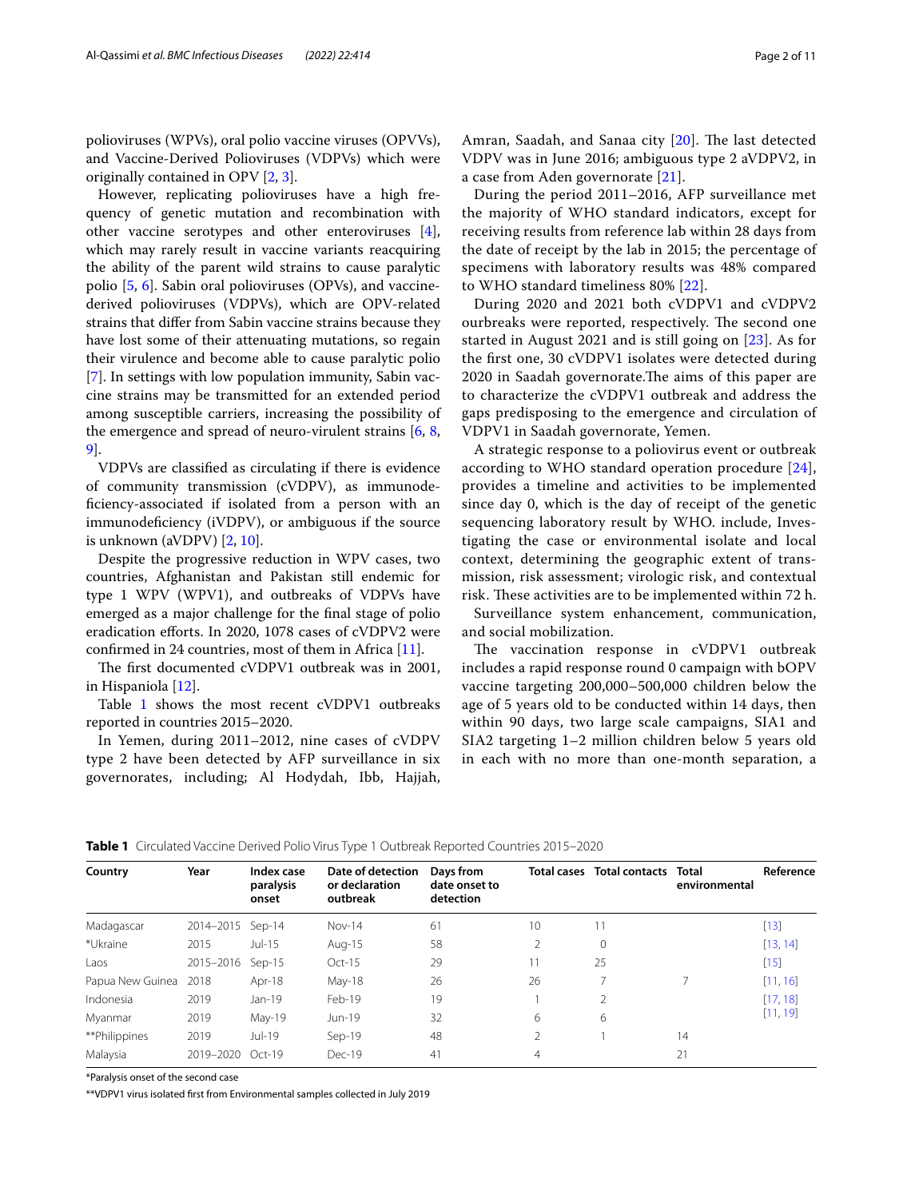polioviruses (WPVs), oral polio vaccine viruses (OPVVs), and Vaccine-Derived Polioviruses (VDPVs) which were originally contained in OPV [2, 3].

However, replicating polioviruses have a high frequency of genetic mutation and recombination with other vaccine serotypes and other enteroviruses [4], which may rarely result in vaccine variants reacquiring the ability of the parent wild strains to cause paralytic polio [5, 6]. Sabin oral polioviruses (OPVs), and vaccine-derived polioviruses (VDPVs), which are OPV-related strains that differ from Sabin vaccine strains because they have lost some of their attenuating mutations, so regain their virulence and become able to cause paralytic polio [7]. In settings with low population immunity, Sabin vaccine strains may be transmitted for an extended period among susceptible carriers, increasing the possibility of the emergence and spread of neuro-virulent strains [6, 8, 9].

VDPVs are classified as circulating if there is evidence of community transmission (cVDPV), as immunodeficiency-associated if isolated from a person with an immunodeficiency (iVDPV), or ambiguous if the source is unknown (aVDPV) [2, 10].

Despite the progressive reduction in WPV cases, two countries, Afghanistan and Pakistan still endemic for type 1 WPV (WPV1), and outbreaks of VDPVs have emerged as a major challenge for the final stage of polio eradication efforts. In 2020, 1078 cases of cVDPV2 were confirmed in 24 countries, most of them in Africa [11].

The first documented cVDPV1 outbreak was in 2001, in Hispaniola [12].

Table 1 shows the most recent cVDPV1 outbreaks reported in countries 2015–2020.

In Yemen, during 2011–2012, nine cases of cVDPV type 2 have been detected by AFP surveillance in six governorates, including; Al Hodydah, Ibb, Hajjah, Amran, Saadah, and Sanaa city [20]. The last detected VDPV was in June 2016; ambiguous type 2 aVDPV2, in a case from Aden governorate [21].

During the period 2011–2016, AFP surveillance met the majority of WHO standard indicators, except for receiving results from reference lab within 28 days from the date of receipt by the lab in 2015; the percentage of specimens with laboratory results was 48% compared to WHO standard timeliness 80% [22].

During 2020 and 2021 both cVDPV1 and cVDPV2 ourbreaks were reported, respectively. The second one started in August 2021 and is still going on [23]. As for the first one, 30 cVDPV1 isolates were detected during 2020 in Saadah governorate.The aims of this paper are to characterize the cVDPV1 outbreak and address the gaps predisposing to the emergence and circulation of VDPV1 in Saadah governorate, Yemen.

A strategic response to a poliovirus event or outbreak according to WHO standard operation procedure [24], provides a timeline and activities to be implemented since day 0, which is the day of receipt of the genetic sequencing laboratory result by WHO. include, Investigating the case or environmental isolate and local context, determining the geographic extent of transmission, risk assessment; virologic risk, and contextual risk. These activities are to be implemented within 72 h.

Surveillance system enhancement, communication, and social mobilization.

The vaccination response in cVDPV1 outbreak includes a rapid response round 0 campaign with bOPV vaccine targeting 200,000–500,000 children below the age of 5 years old to be conducted within 14 days, then within 90 days, two large scale campaigns, SIA1 and SIA2 targeting 1–2 million children below 5 years old in each with no more than one-month separation, a

**Table 1** Circulated Vaccine Derived Polio Virus Type 1 Outbreak Reported Countries 2015–2020

| Country | Year | Index case paralysis onset | Date of detection or declaration outbreak | Days from date onset to detection | Total cases | Total contacts | Total environmental | Reference |
|---|---|---|---|---|---|---|---|---|
| Madagascar | 2014–2015 | Sep-14 | Nov-14 | 61 | 10 | 11 | | [13] |
| *Ukraine | 2015 | Jul-15 | Aug-15 | 58 | 2 | 0 | | [13, 14] |
| Laos | 2015–2016 | Sep-15 | Oct-15 | 29 | 11 | 25 | | [15] |
| Papua New Guinea | 2018 | Apr-18 | May-18 | 26 | 26 | 7 | 7 | [11, 16] |
| Indonesia | 2019 | Jan-19 | Feb-19 | 19 | 1 | 2 | | [17, 18] |
| Myanmar | 2019 | May-19 | Jun-19 | 32 | 6 | 6 | | [11, 19] |
| **Philippines | 2019 | Jul-19 | Sep-19 | 48 | 2 | 1 | 14 | |
| Malaysia | 2019–2020 | Oct-19 | Dec-19 | 41 | 4 | | 21 | |

*Paralysis onset of the second case

**VDPV1 virus isolated first from Environmental samples collected in July 2019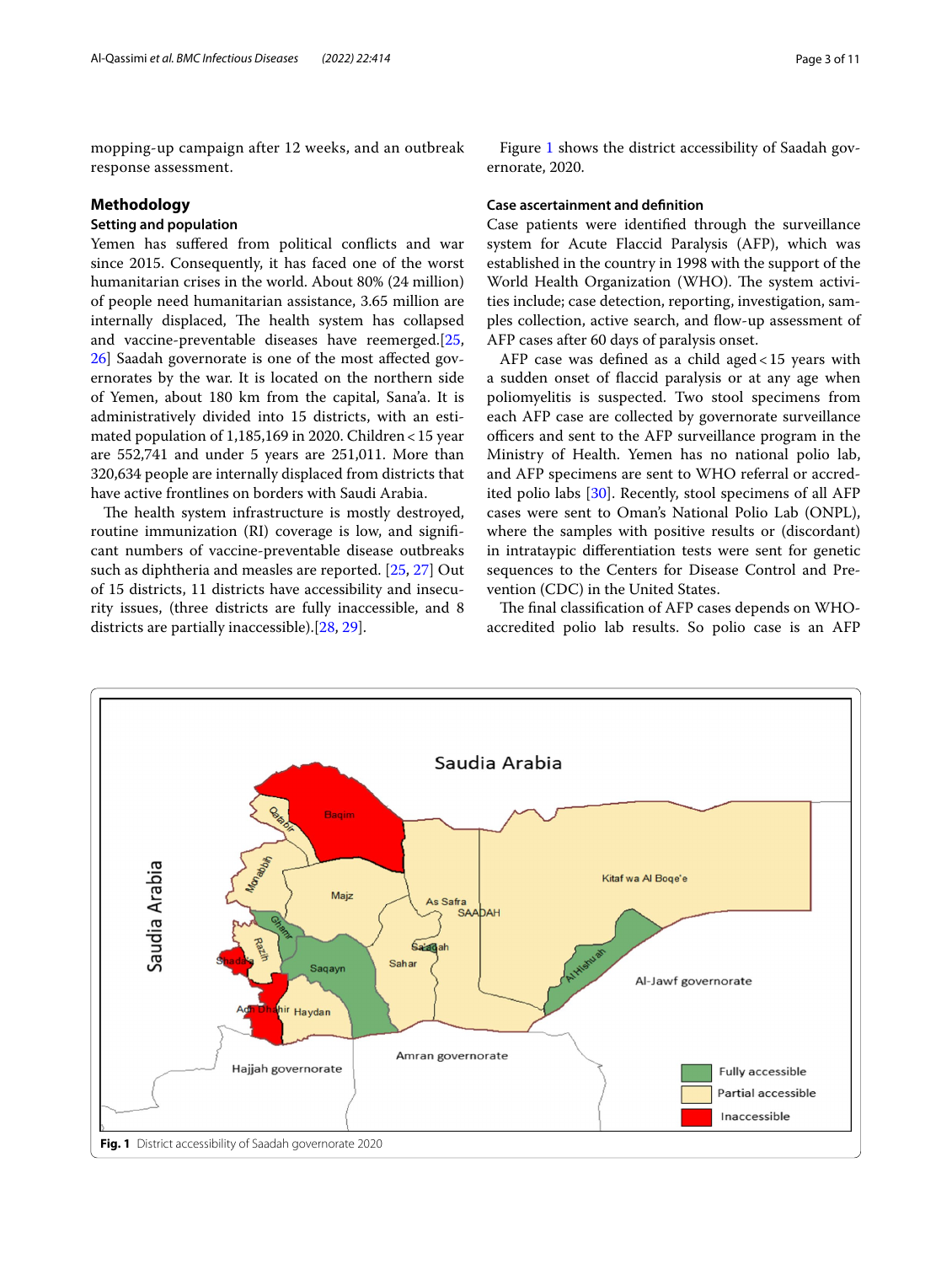mopping-up campaign after 12 weeks, and an outbreak response assessment.

## Methodology

### Setting and population

Yemen has suffered from political conflicts and war since 2015. Consequently, it has faced one of the worst humanitarian crises in the world. About 80% (24 million) of people need humanitarian assistance, 3.65 million are internally displaced, The health system has collapsed and vaccine-preventable diseases have reemerged.[25, 26] Saadah governorate is one of the most affected governorates by the war. It is located on the northern side of Yemen, about 180 km from the capital, Sana'a. It is administratively divided into 15 districts, with an estimated population of 1,185,169 in 2020. Children < 15 year are 552,741 and under 5 years are 251,011. More than 320,634 people are internally displaced from districts that have active frontlines on borders with Saudi Arabia.

The health system infrastructure is mostly destroyed, routine immunization (RI) coverage is low, and significant numbers of vaccine-preventable disease outbreaks such as diphtheria and measles are reported. [25, 27] Out of 15 districts, 11 districts have accessibility and insecurity issues, (three districts are fully inaccessible, and 8 districts are partially inaccessible).[28, 29].

Figure 1 shows the district accessibility of Saadah governorate, 2020.

### Case ascertainment and definition

Case patients were identified through the surveillance system for Acute Flaccid Paralysis (AFP), which was established in the country in 1998 with the support of the World Health Organization (WHO). The system activities include; case detection, reporting, investigation, samples collection, active search, and flow-up assessment of AFP cases after 60 days of paralysis onset.

AFP case was defined as a child aged < 15 years with a sudden onset of flaccid paralysis or at any age when poliomyelitis is suspected. Two stool specimens from each AFP case are collected by governorate surveillance officers and sent to the AFP surveillance program in the Ministry of Health. Yemen has no national polio lab, and AFP specimens are sent to WHO referral or accredited polio labs [30]. Recently, stool specimens of all AFP cases were sent to Oman's National Polio Lab (ONPL), where the samples with positive results or (discordant) in intrataypic differentiation tests were sent for genetic sequences to the Centers for Disease Control and Prevention (CDC) in the United States.

The final classification of AFP cases depends on WHO-accredited polio lab results. So polio case is an AFP

**Fig. 1** District accessibility of Saadah governorate 2020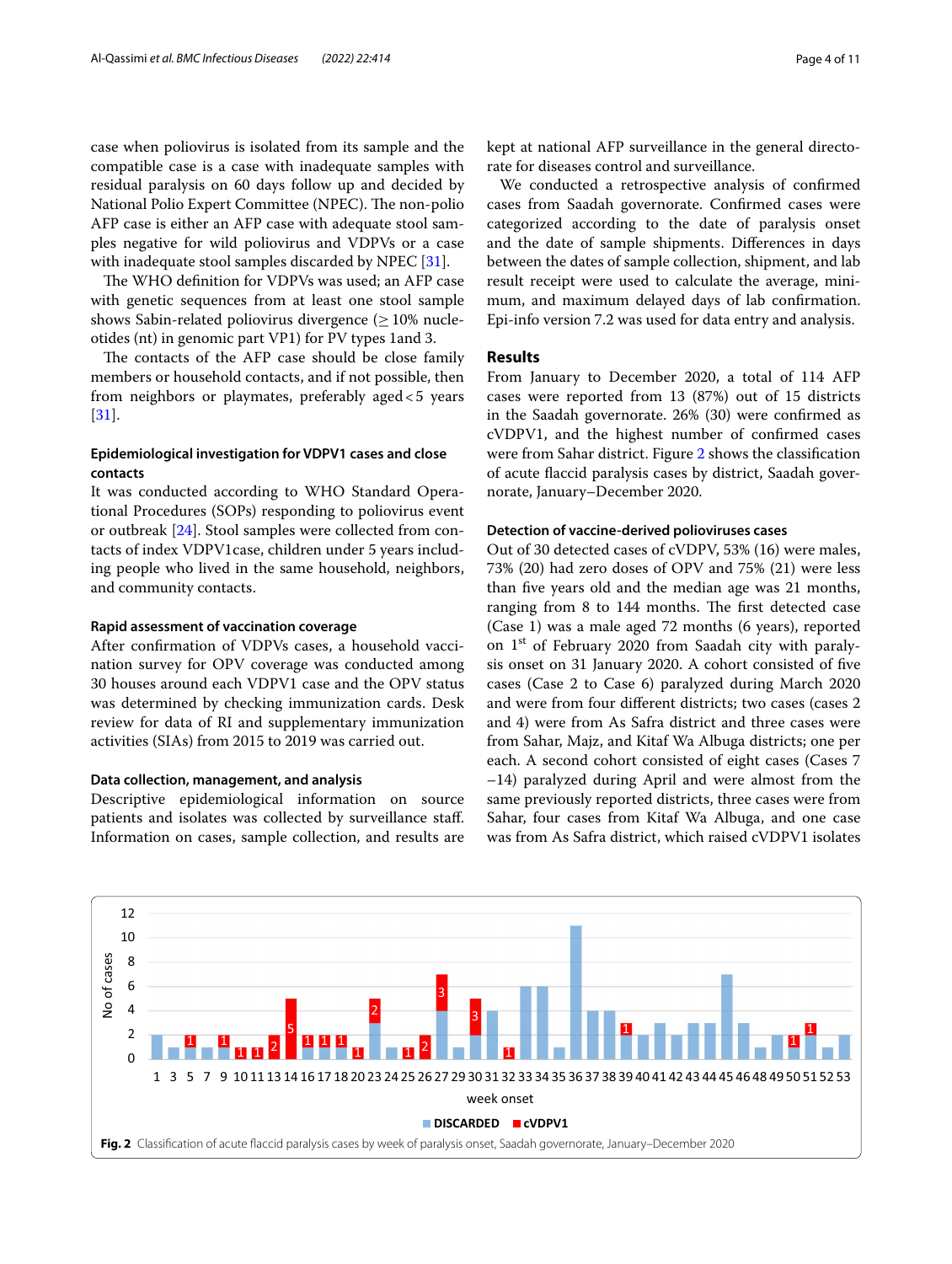case when poliovirus is isolated from its sample and the compatible case is a case with inadequate samples with residual paralysis on 60 days follow up and decided by National Polio Expert Committee (NPEC). The non-polio AFP case is either an AFP case with adequate stool samples negative for wild poliovirus and VDPVs or a case with inadequate stool samples discarded by NPEC [31].

The WHO definition for VDPVs was used; an AFP case with genetic sequences from at least one stool sample shows Sabin-related poliovirus divergence (≥ 10% nucleotides (nt) in genomic part VP1) for PV types 1and 3.

The contacts of the AFP case should be close family members or household contacts, and if not possible, then from neighbors or playmates, preferably aged < 5 years [31].

### Epidemiological investigation for VDPV1 cases and close contacts

It was conducted according to WHO Standard Operational Procedures (SOPs) responding to poliovirus event or outbreak [24]. Stool samples were collected from contacts of index VDPV1case, children under 5 years including people who lived in the same household, neighbors, and community contacts.

### Rapid assessment of vaccination coverage

After confirmation of VDPVs cases, a household vaccination survey for OPV coverage was conducted among 30 houses around each VDPV1 case and the OPV status was determined by checking immunization cards. Desk review for data of RI and supplementary immunization activities (SIAs) from 2015 to 2019 was carried out.

### Data collection, management, and analysis

Descriptive epidemiological information on source patients and isolates was collected by surveillance staff. Information on cases, sample collection, and results are kept at national AFP surveillance in the general directorate for diseases control and surveillance.

We conducted a retrospective analysis of confirmed cases from Saadah governorate. Confirmed cases were categorized according to the date of paralysis onset and the date of sample shipments. Differences in days between the dates of sample collection, shipment, and lab result receipt were used to calculate the average, minimum, and maximum delayed days of lab confirmation. Epi-info version 7.2 was used for data entry and analysis.

## Results

From January to December 2020, a total of 114 AFP cases were reported from 13 (87%) out of 15 districts in the Saadah governorate. 26% (30) were confirmed as cVDPV1, and the highest number of confirmed cases were from Sahar district. Figure 2 shows the classification of acute flaccid paralysis cases by district, Saadah governorate, January–December 2020.

### Detection of vaccine-derived polioviruses cases

Out of 30 detected cases of cVDPV, 53% (16) were males, 73% (20) had zero doses of OPV and 75% (21) were less than five years old and the median age was 21 months, ranging from 8 to 144 months. The first detected case (Case 1) was a male aged 72 months (6 years), reported on 1st of February 2020 from Saadah city with paralysis onset on 31 January 2020. A cohort consisted of five cases (Case 2 to Case 6) paralyzed during March 2020 and were from four different districts; two cases (cases 2 and 4) were from As Safra district and three cases were from Sahar, Majz, and Kitaf Wa Albuga districts; one per each. A second cohort consisted of eight cases (Cases 7 –14) paralyzed during April and were almost from the same previously reported districts, three cases were from Sahar, four cases from Kitaf Wa Albuga, and one case was from As Safra district, which raised cVDPV1 isolates

**Fig. 2** Classification of acute flaccid paralysis cases by week of paralysis onset, Saadah governorate, January–December 2020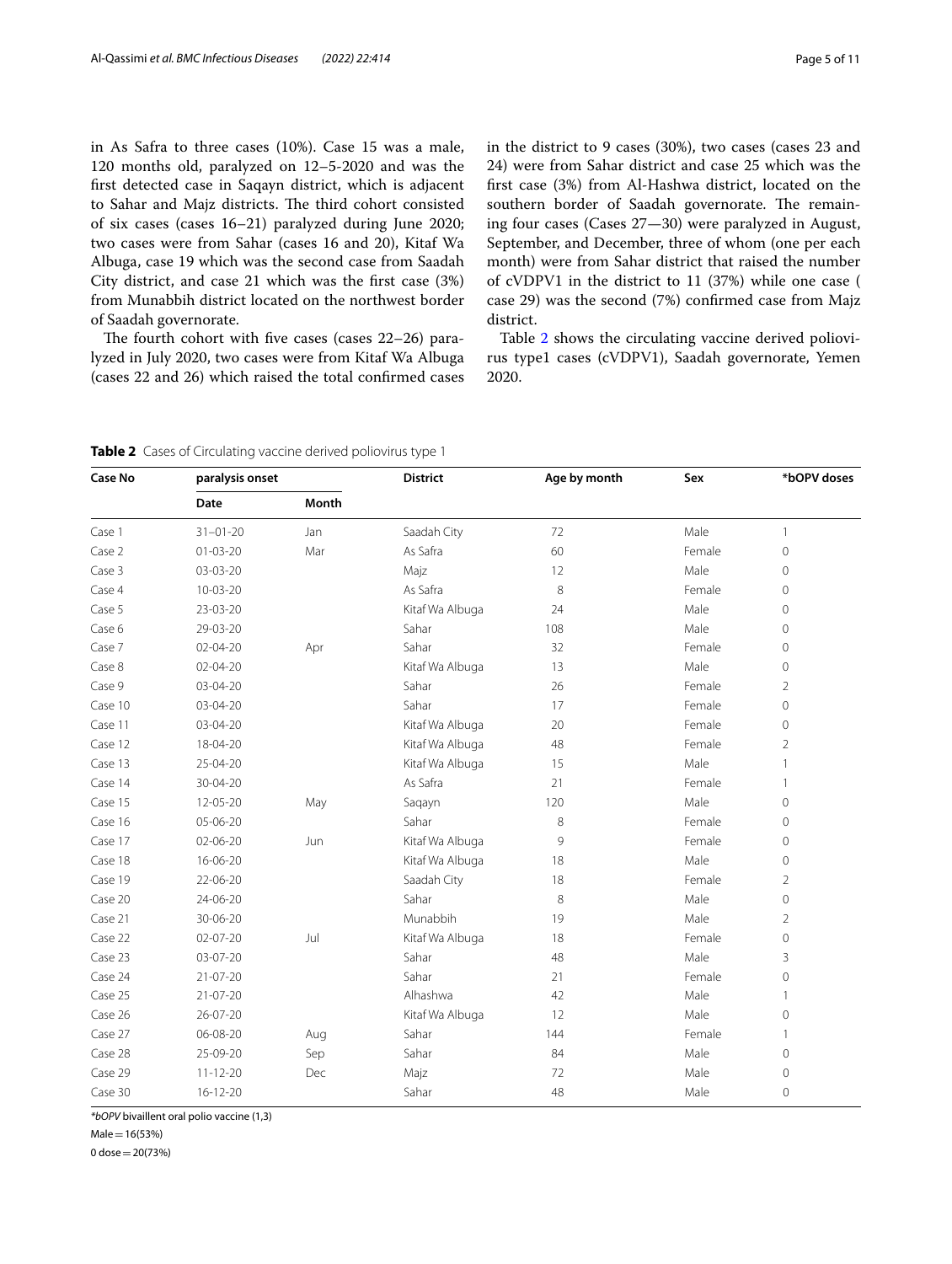in As Safra to three cases (10%). Case 15 was a male, 120 months old, paralyzed on 12–5-2020 and was the first detected case in Saqayn district, which is adjacent to Sahar and Majz districts. The third cohort consisted of six cases (cases 16–21) paralyzed during June 2020; two cases were from Sahar (cases 16 and 20), Kitaf Wa Albuga, case 19 which was the second case from Saadah City district, and case 21 which was the first case (3%) from Munabbih district located on the northwest border of Saadah governorate.

The fourth cohort with five cases (cases 22–26) paralyzed in July 2020, two cases were from Kitaf Wa Albuga (cases 22 and 26) which raised the total confirmed cases in the district to 9 cases (30%), two cases (cases 23 and 24) were from Sahar district and case 25 which was the first case (3%) from Al-Hashwa district, located on the southern border of Saadah governorate. The remaining four cases (Cases 27—30) were paralyzed in August, September, and December, three of whom (one per each month) were from Sahar district that raised the number of cVDPV1 in the district to 11 (37%) while one case ( case 29) was the second (7%) confirmed case from Majz district.

Table 2 shows the circulating vaccine derived poliovirus type1 cases (cVDPV1), Saadah governorate, Yemen 2020.

**Table 2** Cases of Circulating vaccine derived poliovirus type 1

| Case No | paralysis onset | | District | Age by month | Sex | *bOPV doses |
|---|---|---|---|---|---|---|
| | Date | Month | | | | |
| Case 1 | 31–01-20 | Jan | Saadah City | 72 | Male | 1 |
| Case 2 | 01-03-20 | Mar | As Safra | 60 | Female | 0 |
| Case 3 | 03-03-20 | | Majz | 12 | Male | 0 |
| Case 4 | 10-03-20 | | As Safra | 8 | Female | 0 |
| Case 5 | 23-03-20 | | Kitaf Wa Albuga | 24 | Male | 0 |
| Case 6 | 29-03-20 | | Sahar | 108 | Male | 0 |
| Case 7 | 02-04-20 | Apr | Sahar | 32 | Female | 0 |
| Case 8 | 02-04-20 | | Kitaf Wa Albuga | 13 | Male | 0 |
| Case 9 | 03-04-20 | | Sahar | 26 | Female | 2 |
| Case 10 | 03-04-20 | | Sahar | 17 | Female | 0 |
| Case 11 | 03-04-20 | | Kitaf Wa Albuga | 20 | Female | 0 |
| Case 12 | 18-04-20 | | Kitaf Wa Albuga | 48 | Female | 2 |
| Case 13 | 25-04-20 | | Kitaf Wa Albuga | 15 | Male | 1 |
| Case 14 | 30-04-20 | | As Safra | 21 | Female | 1 |
| Case 15 | 12-05-20 | May | Saqayn | 120 | Male | 0 |
| Case 16 | 05-06-20 | | Sahar | 8 | Female | 0 |
| Case 17 | 02-06-20 | Jun | Kitaf Wa Albuga | 9 | Female | 0 |
| Case 18 | 16-06-20 | | Kitaf Wa Albuga | 18 | Male | 0 |
| Case 19 | 22-06-20 | | Saadah City | 18 | Female | 2 |
| Case 20 | 24-06-20 | | Sahar | 8 | Male | 0 |
| Case 21 | 30-06-20 | | Munabbih | 19 | Male | 2 |
| Case 22 | 02-07-20 | Jul | Kitaf Wa Albuga | 18 | Female | 0 |
| Case 23 | 03-07-20 | | Sahar | 48 | Male | 3 |
| Case 24 | 21-07-20 | | Sahar | 21 | Female | 0 |
| Case 25 | 21-07-20 | | Alhashwa | 42 | Male | 1 |
| Case 26 | 26-07-20 | | Kitaf Wa Albuga | 12 | Male | 0 |
| Case 27 | 06-08-20 | Aug | Sahar | 144 | Female | 1 |
| Case 28 | 25-09-20 | Sep | Sahar | 84 | Male | 0 |
| Case 29 | 11-12-20 | Dec | Majz | 72 | Male | 0 |
| Case 30 | 16-12-20 | | Sahar | 48 | Male | 0 |

**bOPV* bivaillent oral polio vaccine (1,3)

Male = 16(53%)

0 dose = 20(73%)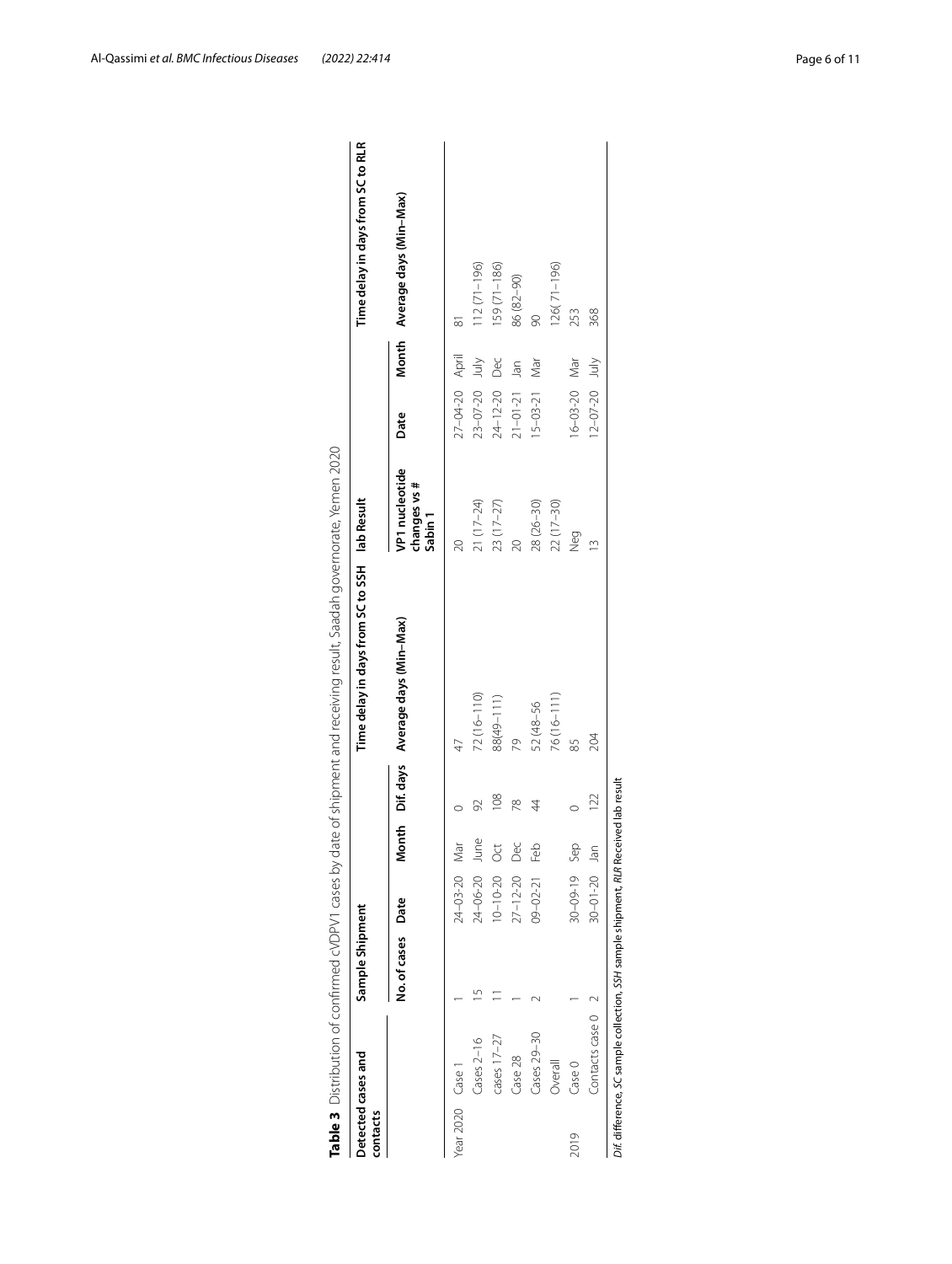**Table 3** Distribution of confirmed cVDPV1 cases by date of shipment and receiving result, Saadah governorate, Yemen 2020

| Detected cases and contacts | | Sample Shipment | | | | Time delay in days from SC to SSH | lab Result | | | Time delay in days from SC to RLR |
|---|---|---|---|---|---|---|---|---|---|---|
| | | No. of cases | Date | Month | Dif. days | Average days (Min–Max) | VP1 nucleotide changes vs # Sabin 1 | Date | Month | Average days (Min–Max) |
| Year 2020 | Case 1 | 1 | 24-03-20 | Mar | 0 | 47 | 20 | 27-04-20 | April | 81 |
| | Cases 2–16 | 15 | 24-06-20 | June | 92 | 72 (16–110) | 21 (17–24) | 23-07-20 | July | 112 (71–196) |
| | cases 17–27 | 11 | 10-10-20 | Oct | 108 | 88(49–111) | 23 (17–27) | 24-12-20 | Dec | 159 (71–186) |
| | Case 28 | 1 | 27-12-20 | Dec | 78 | 79 | 20 | 21-01-21 | Jan | 86 (82–90) |
| | Cases 29–30 | 2 | 09-02-21 | Feb | 44 | 52 (48–56 | 28 (26–30) | 15-03-21 | Mar | 90 |
| | Overall | | | | | 76 (16–111) | 22 (17–30) | | | 126( 71–196) |
| 2019 | Case 0 | 1 | 30-09-19 | Sep | 0 | 85 | Neg | 16-03-20 | Mar | 253 |
| | Contacts case 0 | 2 | 30-01-20 | Jan | 122 | 204 | 13 | 12-07-20 | July | 368 |

*Dif.* difference, *SC* sample collection, *SSH* sample shipment, *RLR* Received lab result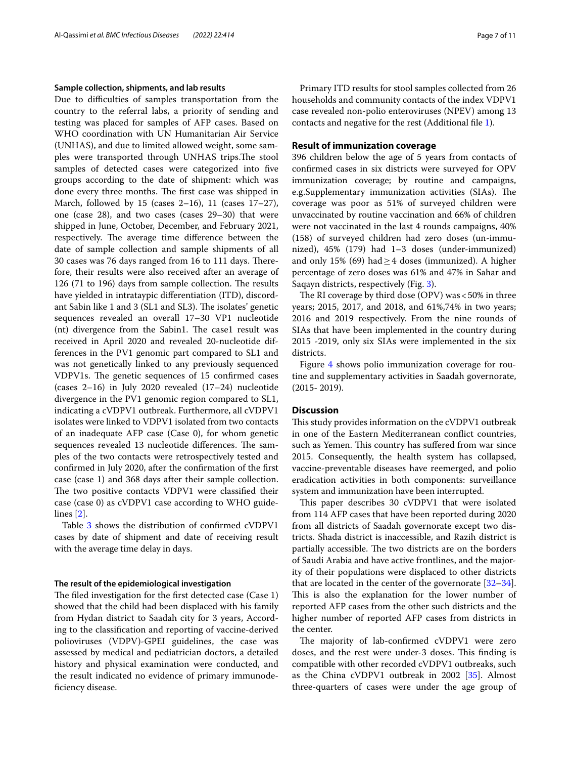#### Sample collection, shipments, and lab results

Due to difficulties of samples transportation from the country to the referral labs, a priority of sending and testing was placed for samples of AFP cases. Based on WHO coordination with UN Humanitarian Air Service (UNHAS), and due to limited allowed weight, some samples were transported through UNHAS trips.The stool samples of detected cases were categorized into five groups according to the date of shipment: which was done every three months. The first case was shipped in March, followed by 15 (cases 2–16), 11 (cases 17–27), one (case 28), and two cases (cases 29–30) that were shipped in June, October, December, and February 2021, respectively. The average time difference between the date of sample collection and sample shipments of all 30 cases was 76 days ranged from 16 to 111 days. Therefore, their results were also received after an average of 126 (71 to 196) days from sample collection. The results have yielded in intrataypic differentiation (ITD), discordant Sabin like 1 and 3 (SL1 and SL3). The isolates' genetic sequences revealed an overall 17–30 VP1 nucleotide (nt) divergence from the Sabin1. The case1 result was received in April 2020 and revealed 20-nucleotide differences in the PV1 genomic part compared to SL1 and was not genetically linked to any previously sequenced VDPV1s. The genetic sequences of 15 confirmed cases (cases 2–16) in July 2020 revealed (17–24) nucleotide divergence in the PV1 genomic region compared to SL1, indicating a cVDPV1 outbreak. Furthermore, all cVDPV1 isolates were linked to VDPV1 isolated from two contacts of an inadequate AFP case (Case 0), for whom genetic sequences revealed 13 nucleotide differences. The samples of the two contacts were retrospectively tested and confirmed in July 2020, after the confirmation of the first case (case 1) and 368 days after their sample collection. The two positive contacts VDPV1 were classified their case (case 0) as cVDPV1 case according to WHO guidelines [2].

Table 3 shows the distribution of confirmed cVDPV1 cases by date of shipment and date of receiving result with the average time delay in days.

#### The result of the epidemiological investigation

The filed investigation for the first detected case (Case 1) showed that the child had been displaced with his family from Hydan district to Saadah city for 3 years, According to the classification and reporting of vaccine-derived polioviruses (VDPV)-GPEI guidelines, the case was assessed by medical and pediatrician doctors, a detailed history and physical examination were conducted, and the result indicated no evidence of primary immunodeficiency disease.

Primary ITD results for stool samples collected from 26 households and community contacts of the index VDPV1 case revealed non-polio enteroviruses (NPEV) among 13 contacts and negative for the rest (Additional file 1).

### Result of immunization coverage

396 children below the age of 5 years from contacts of confirmed cases in six districts were surveyed for OPV immunization coverage; by routine and campaigns, e.g.Supplementary immunization activities (SIAs). The coverage was poor as 51% of surveyed children were unvaccinated by routine vaccination and 66% of children were not vaccinated in the last 4 rounds campaigns, 40% (158) of surveyed children had zero doses (un-immunized), 45% (179) had 1–3 doses (under-immunized) and only 15% (69) had $\geq 4$ doses (immunized). A higher percentage of zero doses was 61% and 47% in Sahar and Saqayn districts, respectively (Fig. 3).

The RI coverage by third dose (OPV) was < 50% in three years; 2015, 2017, and 2018, and 61%,74% in two years; 2016 and 2019 respectively. From the nine rounds of SIAs that have been implemented in the country during 2015 -2019, only six SIAs were implemented in the six districts.

Figure 4 shows polio immunization coverage for routine and supplementary activities in Saadah governorate, (2015- 2019).

## Discussion

This study provides information on the cVDPV1 outbreak in one of the Eastern Mediterranean conflict countries, such as Yemen. This country has suffered from war since 2015. Consequently, the health system has collapsed, vaccine-preventable diseases have reemerged, and polio eradication activities in both components: surveillance system and immunization have been interrupted.

This paper describes 30 cVDPV1 that were isolated from 114 AFP cases that have been reported during 2020 from all districts of Saadah governorate except two districts. Shada district is inaccessible, and Razih district is partially accessible. The two districts are on the borders of Saudi Arabia and have active frontlines, and the majority of their populations were displaced to other districts that are located in the center of the governorate [32–34]. This is also the explanation for the lower number of reported AFP cases from the other such districts and the higher number of reported AFP cases from districts in the center.

The majority of lab-confirmed cVDPV1 were zero doses, and the rest were under-3 doses. This finding is compatible with other recorded cVDPV1 outbreaks, such as the China cVDPV1 outbreak in 2002 [35]. Almost three-quarters of cases were under the age group of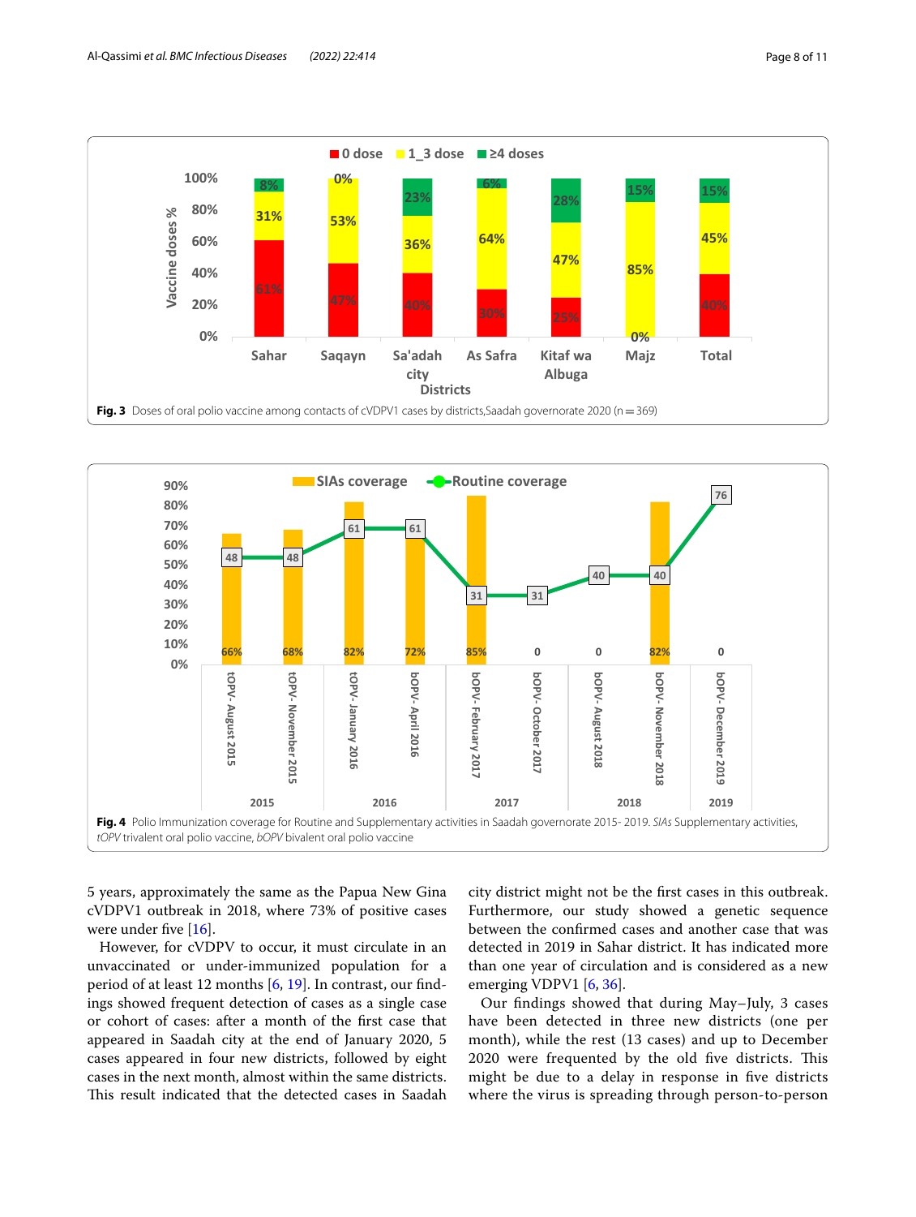Fig. 3 Doses of oral polio vaccine among contacts of cVDPV1 cases by districts,Saadah governorate 2020 (n = 369)

Fig. 4 Polio Immunization coverage for Routine and Supplementary activities in Saadah governorate 2015- 2019. *SIAs* Supplementary activities, *tOPV* trivalent oral polio vaccine, *bOPV* bivalent oral polio vaccine

5 years, approximately the same as the Papua New Gina cVDPV1 outbreak in 2018, where 73% of positive cases were under five [16].

However, for cVDPV to occur, it must circulate in an unvaccinated or under-immunized population for a period of at least 12 months [6, 19]. In contrast, our findings showed frequent detection of cases as a single case or cohort of cases: after a month of the first case that appeared in Saadah city at the end of January 2020, 5 cases appeared in four new districts, followed by eight cases in the next month, almost within the same districts. This result indicated that the detected cases in Saadah city district might not be the first cases in this outbreak. Furthermore, our study showed a genetic sequence between the confirmed cases and another case that was detected in 2019 in Sahar district. It has indicated more than one year of circulation and is considered as a new emerging VDPV1 [6, 36].

Our findings showed that during May–July, 3 cases have been detected in three new districts (one per month), while the rest (13 cases) and up to December 2020 were frequented by the old five districts. This might be due to a delay in response in five districts where the virus is spreading through person-to-person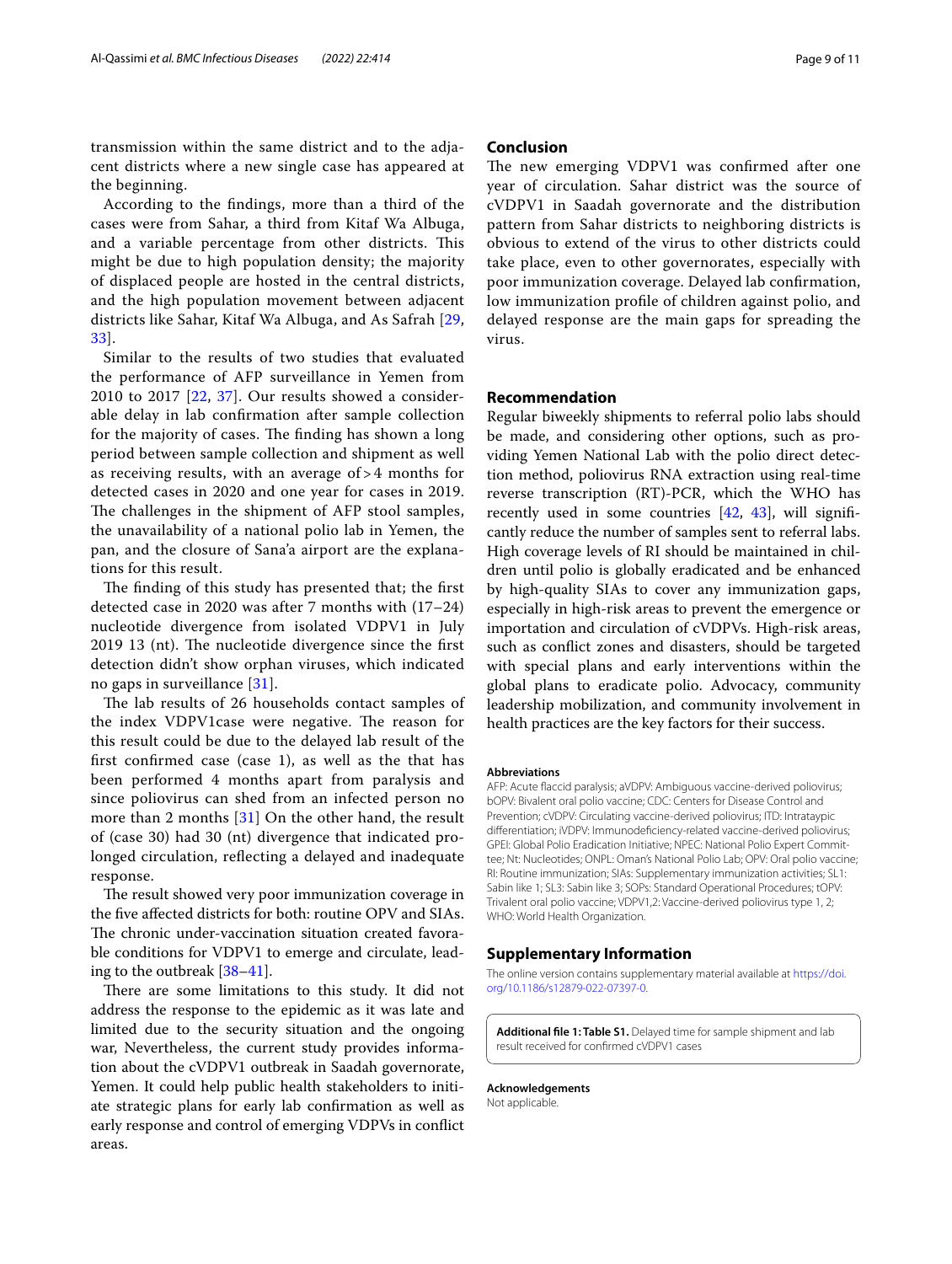transmission within the same district and to the adjacent districts where a new single case has appeared at the beginning.

According to the findings, more than a third of the cases were from Sahar, a third from Kitaf Wa Albuga, and a variable percentage from other districts. This might be due to high population density; the majority of displaced people are hosted in the central districts, and the high population movement between adjacent districts like Sahar, Kitaf Wa Albuga, and As Safrah [29, 33].

Similar to the results of two studies that evaluated the performance of AFP surveillance in Yemen from 2010 to 2017 [22, 37]. Our results showed a considerable delay in lab confirmation after sample collection for the majority of cases. The finding has shown a long period between sample collection and shipment as well as receiving results, with an average of > 4 months for detected cases in 2020 and one year for cases in 2019. The challenges in the shipment of AFP stool samples, the unavailability of a national polio lab in Yemen, the pan, and the closure of Sana'a airport are the explanations for this result.

The finding of this study has presented that; the first detected case in 2020 was after 7 months with (17–24) nucleotide divergence from isolated VDPV1 in July 2019 13 (nt). The nucleotide divergence since the first detection didn't show orphan viruses, which indicated no gaps in surveillance [31].

The lab results of 26 households contact samples of the index VDPV1case were negative. The reason for this result could be due to the delayed lab result of the first confirmed case (case 1), as well as the that has been performed 4 months apart from paralysis and since poliovirus can shed from an infected person no more than 2 months [31] On the other hand, the result of (case 30) had 30 (nt) divergence that indicated prolonged circulation, reflecting a delayed and inadequate response.

The result showed very poor immunization coverage in the five affected districts for both: routine OPV and SIAs. The chronic under-vaccination situation created favorable conditions for VDPV1 to emerge and circulate, leading to the outbreak [38–41].

There are some limitations to this study. It did not address the response to the epidemic as it was late and limited due to the security situation and the ongoing war, Nevertheless, the current study provides information about the cVDPV1 outbreak in Saadah governorate, Yemen. It could help public health stakeholders to initiate strategic plans for early lab confirmation as well as early response and control of emerging VDPVs in conflict areas.

## Conclusion

The new emerging VDPV1 was confirmed after one year of circulation. Sahar district was the source of cVDPV1 in Saadah governorate and the distribution pattern from Sahar districts to neighboring districts is obvious to extend of the virus to other districts could take place, even to other governorates, especially with poor immunization coverage. Delayed lab confirmation, low immunization profile of children against polio, and delayed response are the main gaps for spreading the virus.

## Recommendation

Regular biweekly shipments to referral polio labs should be made, and considering other options, such as providing Yemen National Lab with the polio direct detection method, poliovirus RNA extraction using real-time reverse transcription (RT)-PCR, which the WHO has recently used in some countries [42, 43], will significantly reduce the number of samples sent to referral labs. High coverage levels of RI should be maintained in children until polio is globally eradicated and be enhanced by high-quality SIAs to cover any immunization gaps, especially in high-risk areas to prevent the emergence or importation and circulation of cVDPVs. High-risk areas, such as conflict zones and disasters, should be targeted with special plans and early interventions within the global plans to eradicate polio. Advocacy, community leadership mobilization, and community involvement in health practices are the key factors for their success.

#### Abbreviations

AFP: Acute flaccid paralysis; aVDPV: Ambiguous vaccine-derived poliovirus; bOPV: Bivalent oral polio vaccine; CDC: Centers for Disease Control and Prevention; cVDPV: Circulating vaccine-derived poliovirus; ITD: Intratypic differentiation; iVDPV: Immunodeficiency-related vaccine-derived poliovirus; GPEI: Global Polio Eradication Initiative; NPEC: National Polio Expert Committee; Nt: Nucleotides; ONPL: Oman's National Polio Lab; OPV: Oral polio vaccine; RI: Routine immunization; SIAs: Supplementary immunization activities; SL1: Sabin like 1; SL3: Sabin like 3; SOPs: Standard Operational Procedures; tOPV: Trivalent oral polio vaccine; VDPV1,2: Vaccine-derived poliovirus type 1, 2; WHO: World Health Organization.

## Supplementary Information

The online version contains supplementary material available at https://doi.org/10.1186/s12879-022-07397-0.

**Additional file 1: Table S1.** Delayed time for sample shipment and lab result received for confirmed cVDPV1 cases

#### Acknowledgements

Not applicable.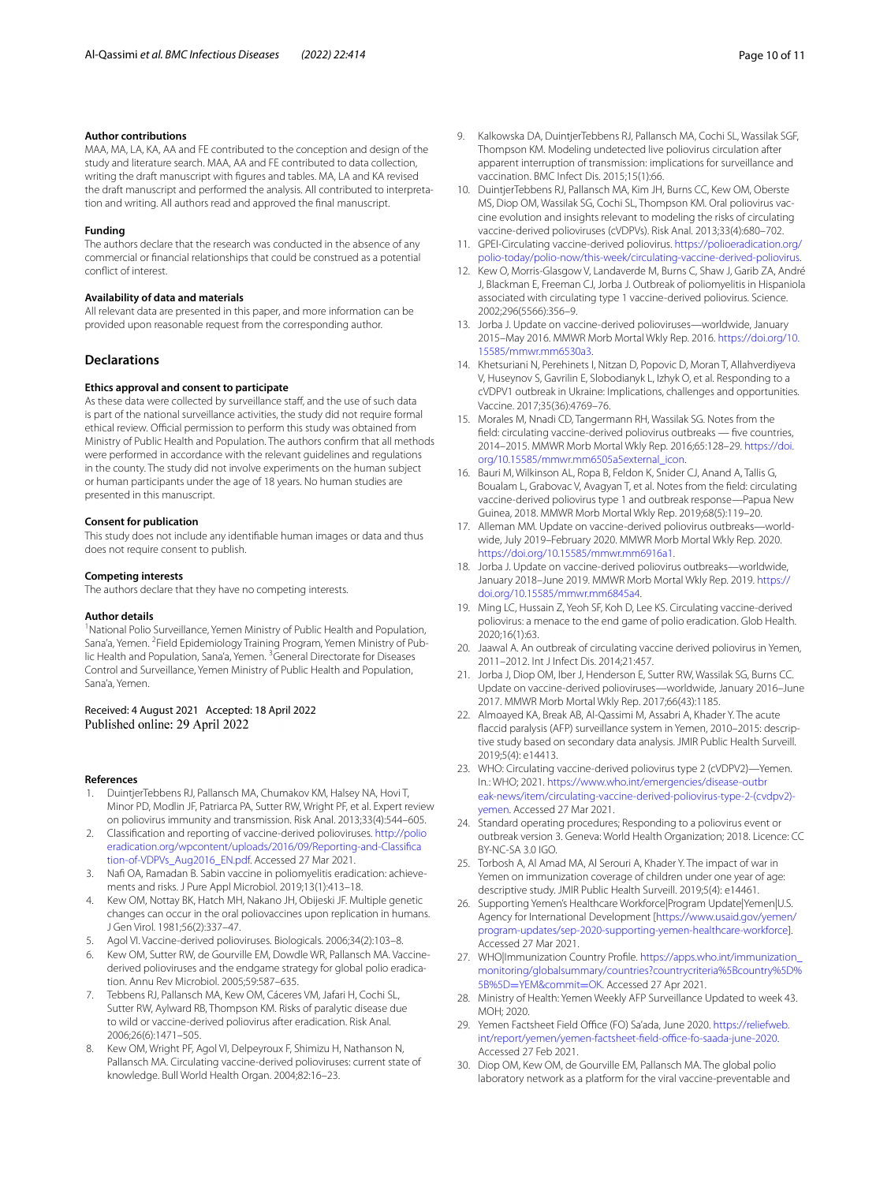### Author contributions

MAA, MA, LA, KA, AA and FE contributed to the conception and design of the study and literature search. MAA, AA and FE contributed to data collection, writing the draft manuscript with figures and tables. MA, LA and KA revised the draft manuscript and performed the analysis. All contributed to interpretation and writing. All authors read and approved the final manuscript.

### Funding

The authors declare that the research was conducted in the absence of any commercial or financial relationships that could be construed as a potential conflict of interest.

### Availability of data and materials

All relevant data are presented in this paper, and more information can be provided upon reasonable request from the corresponding author.

## Declarations

### Ethics approval and consent to participate

As these data were collected by surveillance staff, and the use of such data is part of the national surveillance activities, the study did not require formal ethical review. Official permission to perform this study was obtained from Ministry of Public Health and Population. The authors confirm that all methods were performed in accordance with the relevant guidelines and regulations in the county. The study did not involve experiments on the human subject or human participants under the age of 18 years. No human studies are presented in this manuscript.

### Consent for publication

This study does not include any identifiable human images or data and thus does not require consent to publish.

### Competing interests

The authors declare that they have no competing interests.

### Author details

[1]National Polio Surveillance, Yemen Ministry of Public Health and Population, Sana'a, Yemen. [2]Field Epidemiology Training Program, Yemen Ministry of Public Health and Population, Sana'a, Yemen. [3]General Directorate for Diseases Control and Surveillance, Yemen Ministry of Public Health and Population, Sana'a, Yemen.

Received: 4 August 2021 Accepted: 18 April 2022
Published online: 29 April 2022

### References

1. DuintjerTebbens RJ, Pallansch MA, Chumakov KM, Halsey NA, Hovi T, Minor PD, Modlin JF, Patriarca PA, Sutter RW, Wright PF, et al. Expert review on poliovirus immunity and transmission. Risk Anal. 2013;33(4):544–605.
2. Classification and reporting of vaccine-derived polioviruses. http://polioeradication.org/wpcontent/uploads/2016/09/Reporting-and-Classification-of-VDPVs_Aug2016_EN.pdf. Accessed 27 Mar 2021.
3. Nafi OA, Ramadan B. Sabin vaccine in poliomyelitis eradication: achievements and risks. J Pure Appl Microbiol. 2019;13(1):413–18.
4. Kew OM, Nottay BK, Hatch MH, Nakano JH, Obijeski JF. Multiple genetic changes can occur in the oral poliovaccines upon replication in humans. J Gen Virol. 1981;56(2):337–47.
5. Agol VI. Vaccine-derived polioviruses. Biologicals. 2006;34(2):103–8.
6. Kew OM, Sutter RW, de Gourville EM, Dowdle WR, Pallansch MA. Vaccine-derived polioviruses and the endgame strategy for global polio eradication. Annu Rev Microbiol. 2005;59:587–635.
7. Tebbens RJ, Pallansch MA, Kew OM, Cáceres VM, Jafari H, Cochi SL, Sutter RW, Aylward RB, Thompson KM. Risks of paralytic disease due to wild or vaccine-derived poliovirus after eradication. Risk Anal. 2006;26(6):1471–505.
8. Kew OM, Wright PF, Agol VI, Delpeyroux F, Shimizu H, Nathanson N, Pallansch MA. Circulating vaccine-derived polioviruses: current state of knowledge. Bull World Health Organ. 2004;82:16–23.
9. Kalkowska DA, DuintjerTebbens RJ, Pallansch MA, Cochi SL, Wassilak SGF, Thompson KM. Modeling undetected live poliovirus circulation after apparent interruption of transmission: implications for surveillance and vaccination. BMC Infect Dis. 2015;15(1):66.
10. DuintjerTebbens RJ, Pallansch MA, Kim JH, Burns CC, Kew OM, Oberste MS, Diop OM, Wassilak SG, Cochi SL, Thompson KM. Oral poliovirus vaccine evolution and insights relevant to modeling the risks of circulating vaccine-derived polioviruses (cVDPVs). Risk Anal. 2013;33(4):680–702.
11. GPEI-Circulating vaccine-derived poliovirus. https://polioeradication.org/polio-today/polio-now/this-week/circulating-vaccine-derived-poliovirus.
12. Kew O, Morris-Glasgow V, Landaverde M, Burns C, Shaw J, Garib ZA, André J, Blackman E, Freeman CJ, Jorba J. Outbreak of poliomyelitis in Hispaniola associated with circulating type 1 vaccine-derived poliovirus. Science. 2002;296(5566):356–9.
13. Jorba J. Update on vaccine-derived polioviruses—worldwide, January 2015–May 2016. MMWR Morb Mortal Wkly Rep. 2016. https://doi.org/10.15585/mmwr.mm6530a3.
14. Khetsuriani N, Perehinets I, Nitzan D, Popovic D, Moran T, Allahverdiyeva V, Huseynov S, Gavrilin E, Slobodianyk L, Izhyk O, et al. Responding to a cVDPV1 outbreak in Ukraine: Implications, challenges and opportunities. Vaccine. 2017;35(36):4769–76.
15. Morales M, Nnadi CD, Tangermann RH, Wassilak SG. Notes from the field: circulating vaccine-derived poliovirus outbreaks — five countries, 2014–2015. MMWR Morb Mortal Wkly Rep. 2016;65:128–29. https://doi.org/10.15585/mmwr.mm6505a5external_icon.
16. Bauri M, Wilkinson AL, Ropa B, Feldon K, Snider CJ, Anand A, Tallis G, Boualam L, Grabovac V, Avagyan T, et al. Notes from the field: circulating vaccine-derived poliovirus type 1 and outbreak response—Papua New Guinea, 2018. MMWR Morb Mortal Wkly Rep. 2019;68(5):119–20.
17. Alleman MM. Update on vaccine-derived poliovirus outbreaks—worldwide, July 2019–February 2020. MMWR Morb Mortal Wkly Rep. 2020. https://doi.org/10.15585/mmwr.mm6916a1.
18. Jorba J. Update on vaccine-derived poliovirus outbreaks—worldwide, January 2018–June 2019. MMWR Morb Mortal Wkly Rep. 2019. https://doi.org/10.15585/mmwr.mm6845a4.
19. Ming LC, Hussain Z, Yeoh SF, Koh D, Lee KS. Circulating vaccine-derived poliovirus: a menace to the end game of polio eradication. Glob Health. 2020;16(1):63.
20. Jaawal A. An outbreak of circulating vaccine derived poliovirus in Yemen, 2011–2012. Int J Infect Dis. 2014;21:457.
21. Jorba J, Diop OM, Iber J, Henderson E, Sutter RW, Wassilak SG, Burns CC. Update on vaccine-derived polioviruses—worldwide, January 2016–June 2017. MMWR Morb Mortal Wkly Rep. 2017;66(43):1185.
22. Almoayed KA, Break AB, Al-Qassimi M, Assabri A, Khader Y. The acute flaccid paralysis (AFP) surveillance system in Yemen, 2010–2015: descriptive study based on secondary data analysis. JMIR Public Health Surveill. 2019;5(4): e14413.
23. WHO: Circulating vaccine-derived poliovirus type 2 (cVDPV2)—Yemen. In.: WHO; 2021. https://www.who.int/emergencies/disease-outbreak-news/item/circulating-vaccine-derived-poliovirus-type-2-(cvdpv2)-yemen. Accessed 27 Mar 2021.
24. Standard operating procedures; Responding to a poliovirus event or outbreak version 3. Geneva: World Health Organization; 2018. Licence: CC BY-NC-SA 3.0 IGO.
25. Torbosh A, Al Amad MA, Al Serouri A, Khader Y. The impact of war in Yemen on immunization coverage of children under one year of age: descriptive study. JMIR Public Health Surveill. 2019;5(4): e14461.
26. Supporting Yemen's Healthcare Workforce|Program Update|Yemen|U.S. Agency for International Development [https://www.usaid.gov/yemen/program-updates/sep-2020-supporting-yemen-healthcare-workforce]. Accessed 27 Mar 2021.
27. WHO|Immunization Country Profile. https://apps.who.int/immunization_monitoring/globalsummary/countries?countrycriteria%5Bcountry%5D%5B%5D=YEM&commit=OK. Accessed 27 Apr 2021.
28. Ministry of Health: Yemen Weekly AFP Surveillance Updated to week 43. MOH; 2020.
29. Yemen Factsheet Field Office (FO) Sa'ada, June 2020. https://reliefweb.int/report/yemen/yemen-factsheet-field-office-fo-saada-june-2020. Accessed 27 Feb 2021.
30. Diop OM, Kew OM, de Gourville EM, Pallansch MA. The global polio laboratory network as a platform for the viral vaccine-preventable and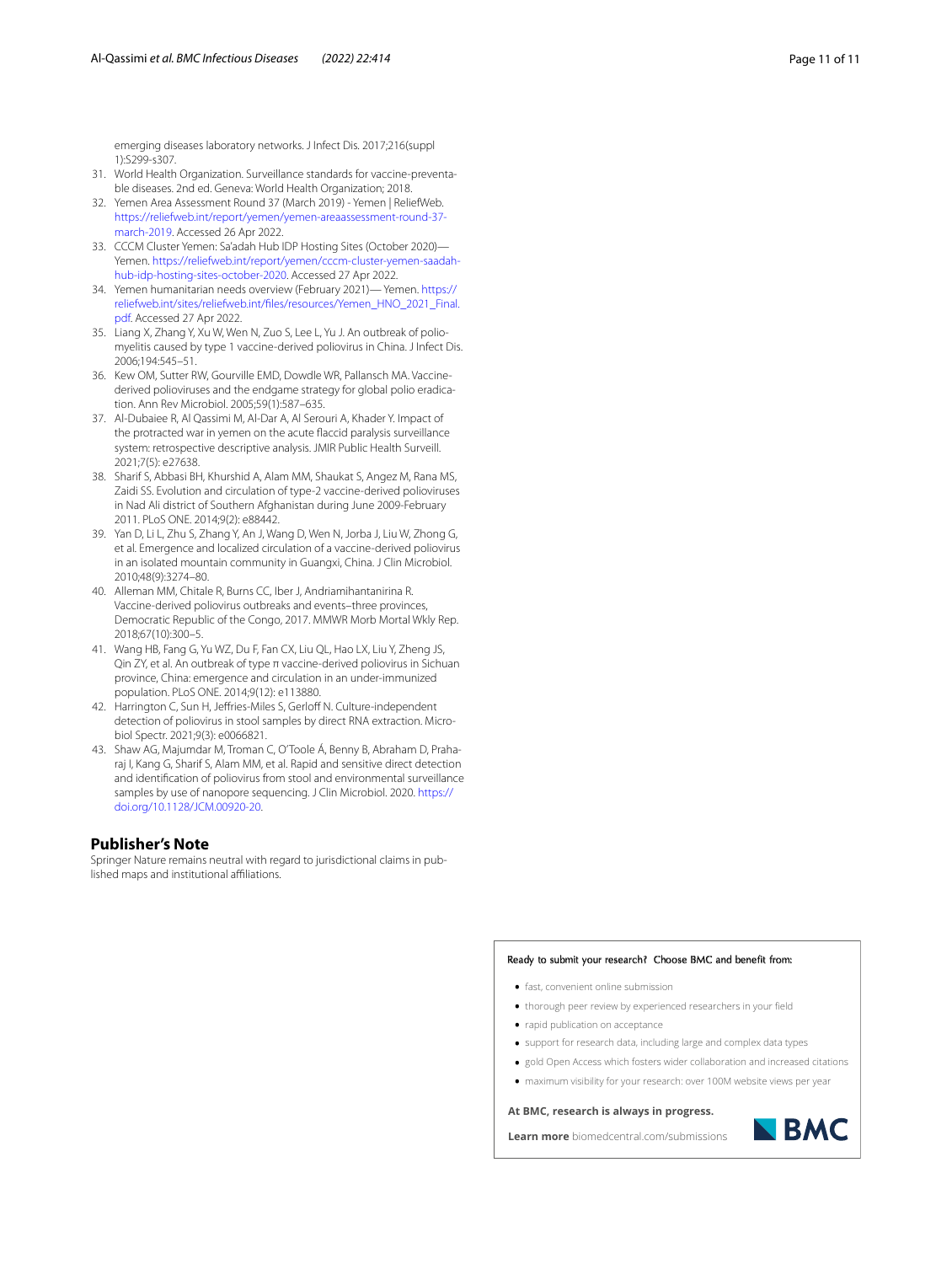emerging diseases laboratory networks. J Infect Dis. 2017;216(suppl 1):S299-s307.

31. World Health Organization. Surveillance standards for vaccine-preventable diseases. 2nd ed. Geneva: World Health Organization; 2018.
32. Yemen Area Assessment Round 37 (March 2019) - Yemen | ReliefWeb. https://reliefweb.int/report/yemen/yemen-areaassessment-round-37-march-2019. Accessed 26 Apr 2022.
33. CCCM Cluster Yemen: Sa'adah Hub IDP Hosting Sites (October 2020)—Yemen. https://reliefweb.int/report/yemen/cccm-cluster-yemen-saadah-hub-idp-hosting-sites-october-2020. Accessed 27 Apr 2022.
34. Yemen humanitarian needs overview (February 2021)— Yemen. https://reliefweb.int/sites/reliefweb.int/files/resources/Yemen_HNO_2021_Final.pdf. Accessed 27 Apr 2022.
35. Liang X, Zhang Y, Xu W, Wen N, Zuo S, Lee L, Yu J. An outbreak of poliomyelitis caused by type 1 vaccine-derived poliovirus in China. J Infect Dis. 2006;194:545–51.
36. Kew OM, Sutter RW, Gourville EMD, Dowdle WR, Pallansch MA. Vaccine-derived polioviruses and the endgame strategy for global polio eradication. Ann Rev Microbiol. 2005;59(1):587–635.
37. Al-Dubaiee R, Al Qassimi M, Al-Dar A, Al Serouri A, Khader Y. Impact of the protracted war in yemen on the acute flaccid paralysis surveillance system: retrospective descriptive analysis. JMIR Public Health Surveill. 2021;7(5): e27638.
38. Sharif S, Abbasi BH, Khurshid A, Alam MM, Shaukat S, Angez M, Rana MS, Zaidi SS. Evolution and circulation of type-2 vaccine-derived polioviruses in Nad Ali district of Southern Afghanistan during June 2009-February 2011. PLoS ONE. 2014;9(2): e88442.
39. Yan D, Li L, Zhu S, Zhang Y, An J, Wang D, Wen N, Jorba J, Liu W, Zhong G, et al. Emergence and localized circulation of a vaccine-derived poliovirus in an isolated mountain community in Guangxi, China. J Clin Microbiol. 2010;48(9):3274–80.
40. Alleman MM, Chitale R, Burns CC, Iber J, Andriamihantanirina R. Vaccine-derived poliovirus outbreaks and events–three provinces, Democratic Republic of the Congo, 2017. MMWR Morb Mortal Wkly Rep. 2018;67(10):300–5.
41. Wang HB, Fang G, Yu WZ, Du F, Fan CX, Liu QL, Hao LX, Liu Y, Zheng JS, Qin ZY, et al. An outbreak of type π vaccine-derived poliovirus in Sichuan province, China: emergence and circulation in an under-immunized population. PLoS ONE. 2014;9(12): e113880.
42. Harrington C, Sun H, Jeffries-Miles S, Gerloff N. Culture-independent detection of poliovirus in stool samples by direct RNA extraction. Microbiol Spectr. 2021;9(3): e0066821.
43. Shaw AG, Majumdar M, Troman C, O'Toole Á, Benny B, Abraham D, Praharaj I, Kang G, Sharif S, Alam MM, et al. Rapid and sensitive direct detection and identification of poliovirus from stool and environmental surveillance samples by use of nanopore sequencing. J Clin Microbiol. 2020. https://doi.org/10.1128/JCM.00920-20.

## Publisher's Note

Springer Nature remains neutral with regard to jurisdictional claims in published maps and institutional affiliations.

Ready to submit your research? Choose BMC and benefit from:

- fast, convenient online submission
- thorough peer review by experienced researchers in your field
- rapid publication on acceptance
- support for research data, including large and complex data types
- gold Open Access which fosters wider collaboration and increased citations
- maximum visibility for your research: over 100M website views per year

**At BMC, research is always in progress.**

**Learn more** biomedcentral.com/submissions